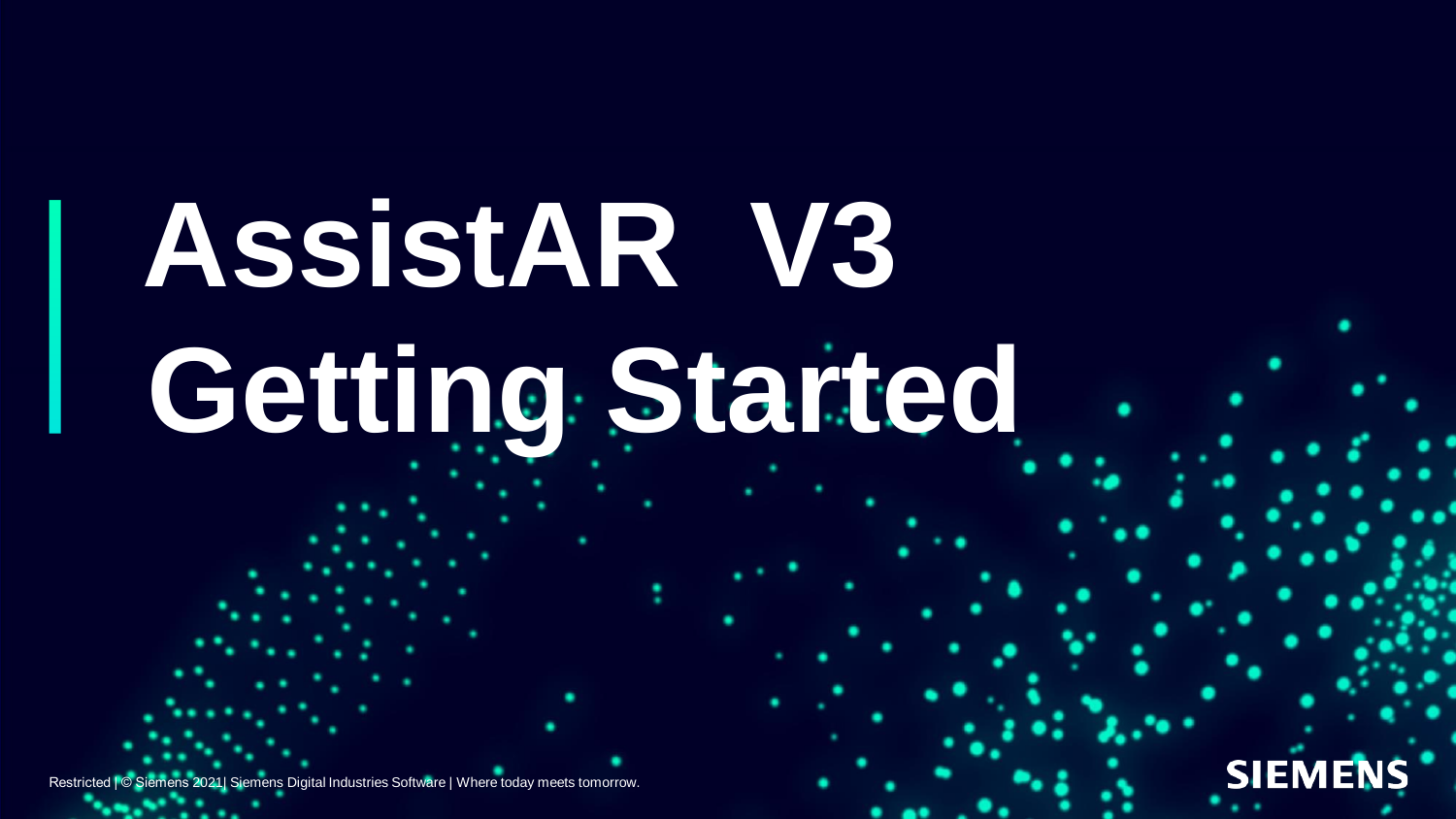# AssistAR V3 Getting Started

Restricted | © Siemens 2021| Siemens Digital Industries Software | Where today meets tomorrow.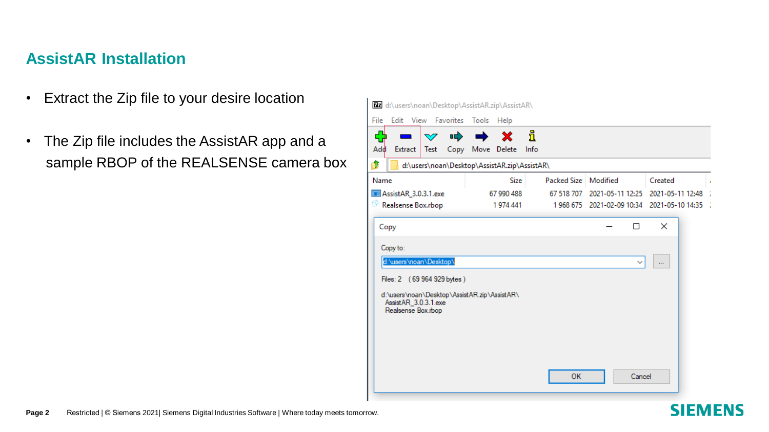## AssistAR Installation

- Extract the Zip file to your desire location
- The Zip file includes the AssistAR app and a sample RBOP of the REALSENSE camera box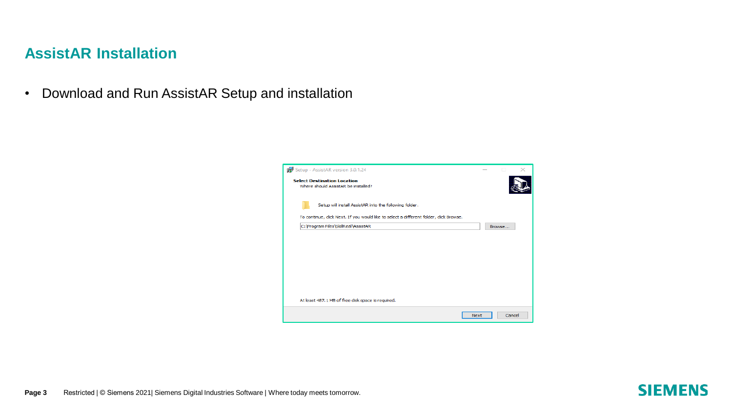# AssistAR Installation

- Download and Run AssistAR Setup and installation

Setup - AssistAR version 3.0.1.24

**Select Destination Location**

Where should AssistAR be installed?

Setup will install AssistAR into the following folder.

To continue, click Next. If you would like to select a different folder, click Browse.

C:\Program Files\SkillReal\AssistAR

Browse...

At least 487.1 MB of free disk space is required.

Next Cancel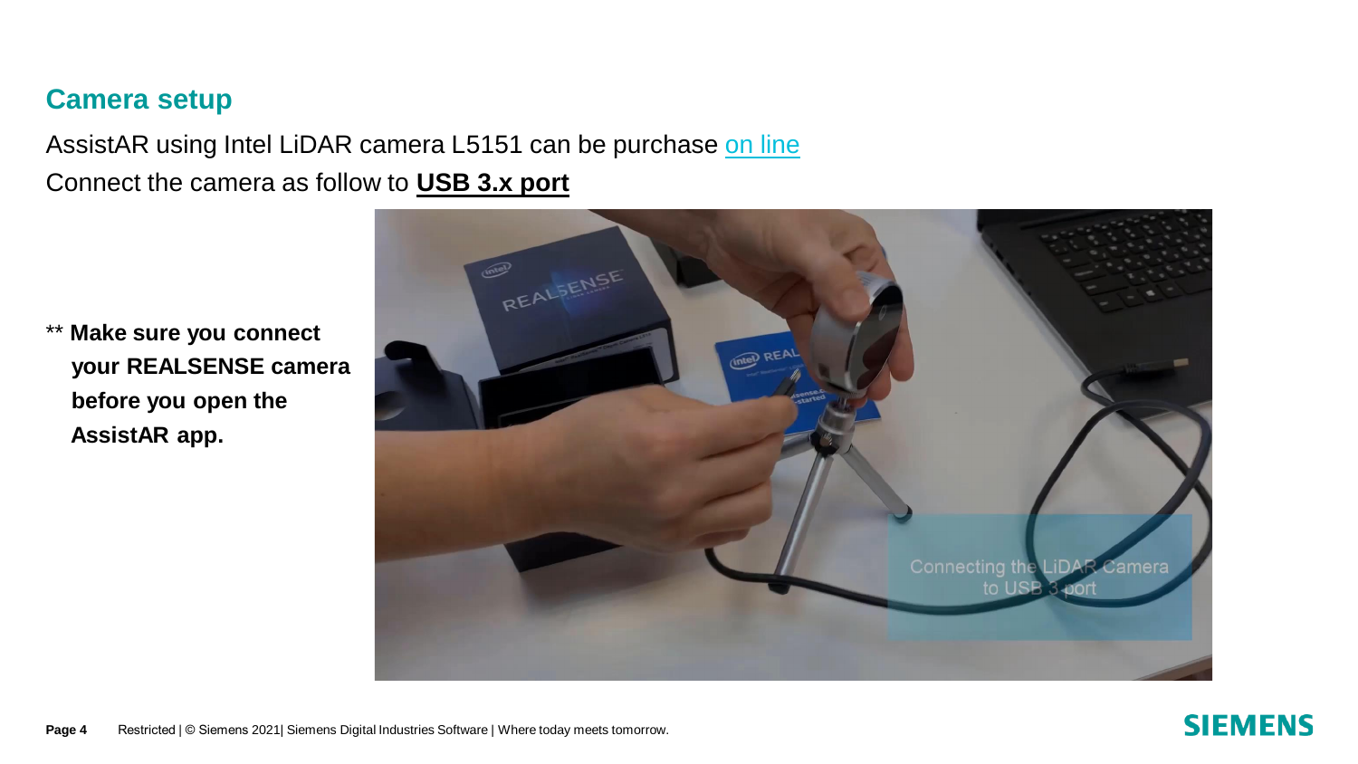## Camera setup

AssistAR using Intel LiDAR camera L5151 can be purchase on line

Connect the camera as follow to **USB 3.x port**

** **Make sure you connect your REALSENSE camera before you open the AssistAR app.**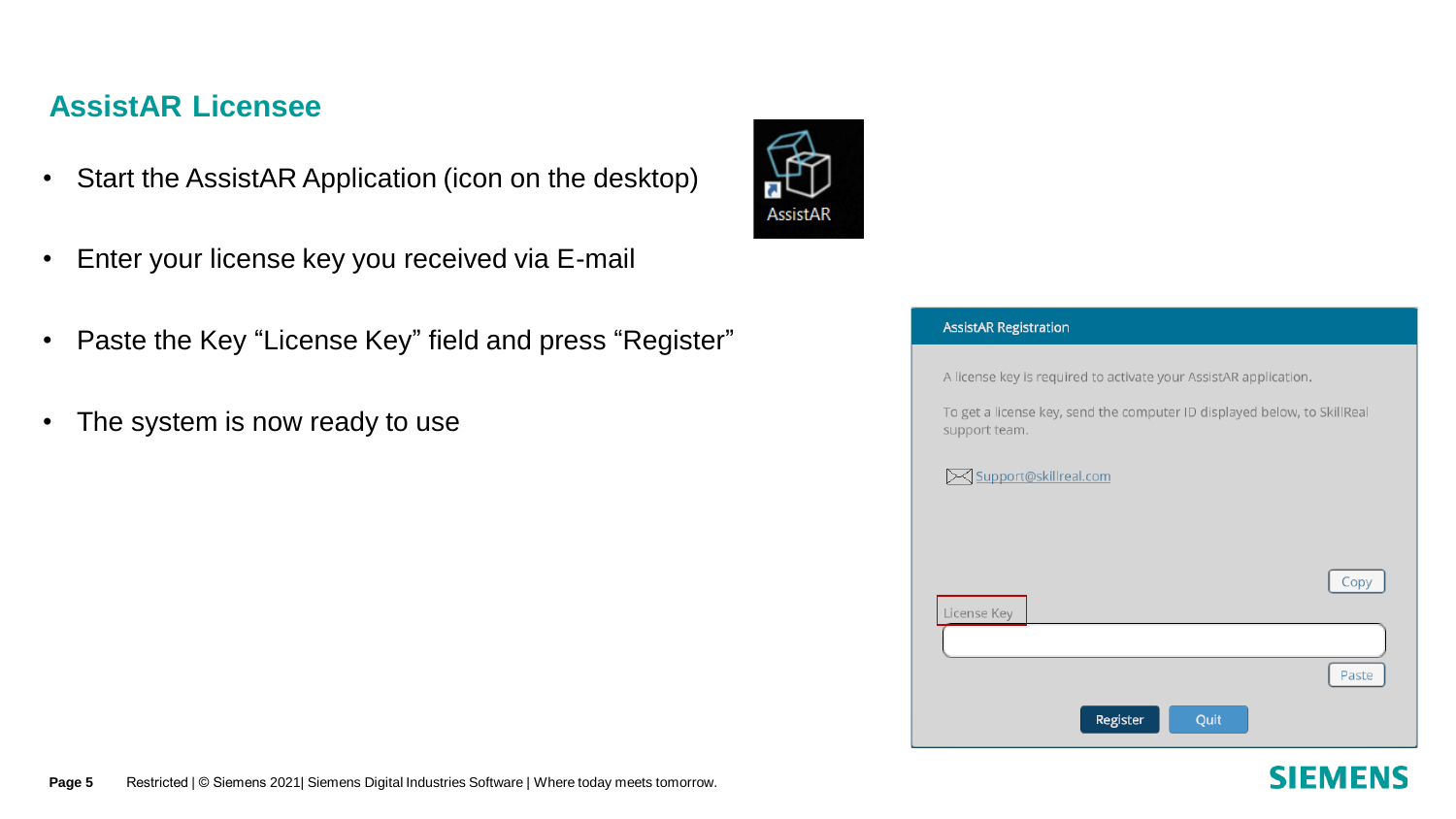## AssistAR Licensee

- Start the AssistAR Application (icon on the desktop)
- Enter your license key you received via E-mail
- Paste the Key “License Key” field and press “Register”
- The system is now ready to use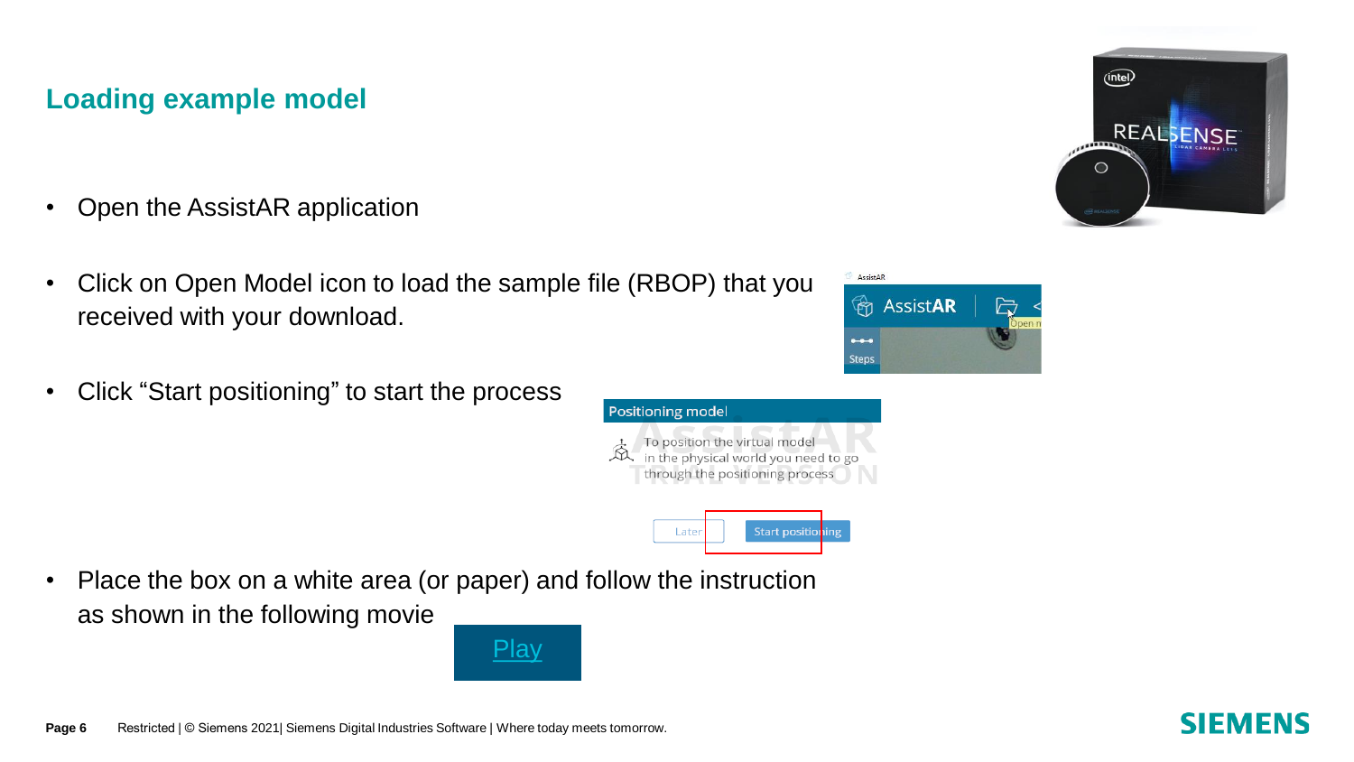## Loading example model

- Open the AssistAR application
- Click on Open Model icon to load the sample file (RBOP) that you received with your download.
- Click “Start positioning” to start the process
- Place the box on a white area (or paper) and follow the instruction as shown in the following movie

Play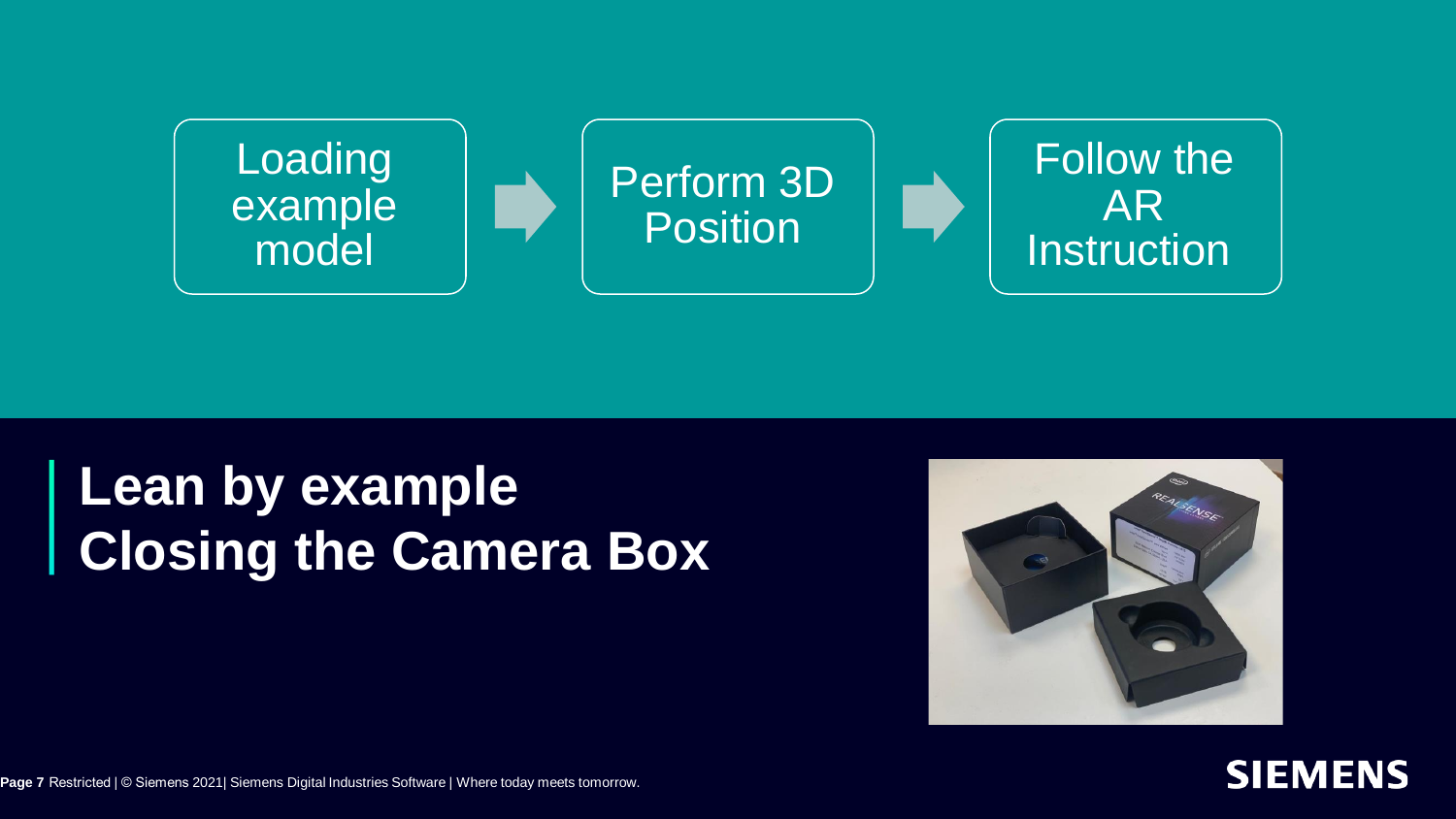Loading example model → Perform 3D Position → Follow the AR Instruction

# Lean by example
# Closing the Camera Box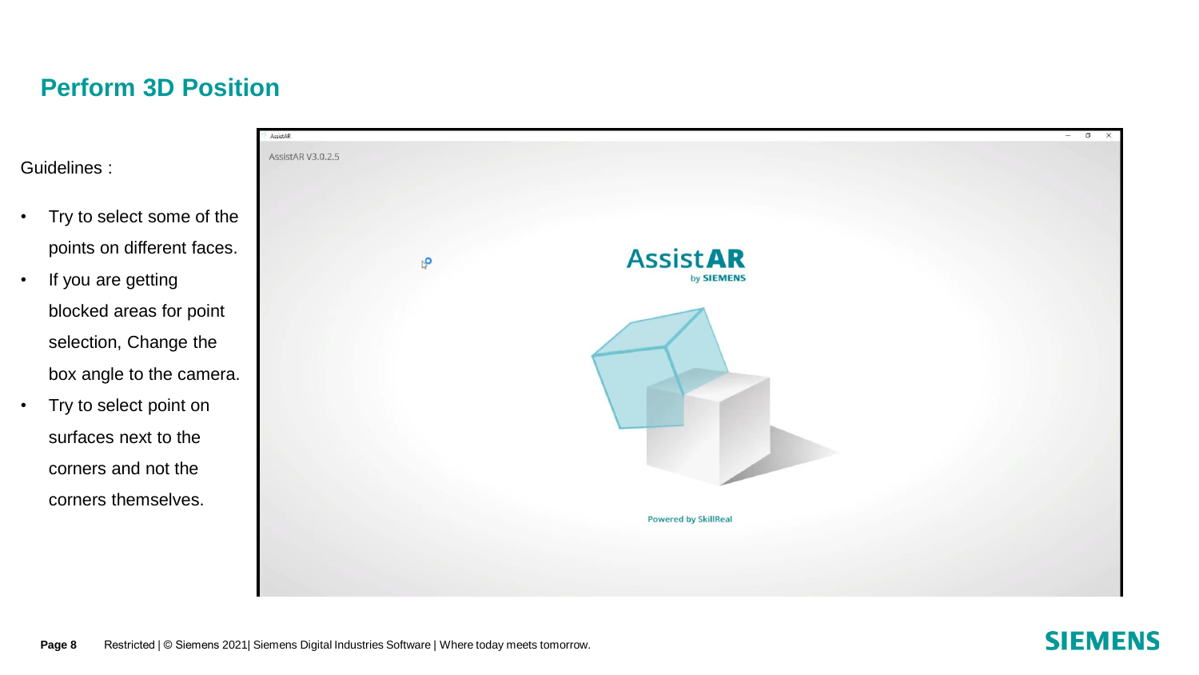# Perform 3D Position

Guidelines :

- Try to select some of the points on different faces.
- If you are getting blocked areas for point selection, Change the box angle to the camera.
- Try to select point on surfaces next to the corners and not the corners themselves.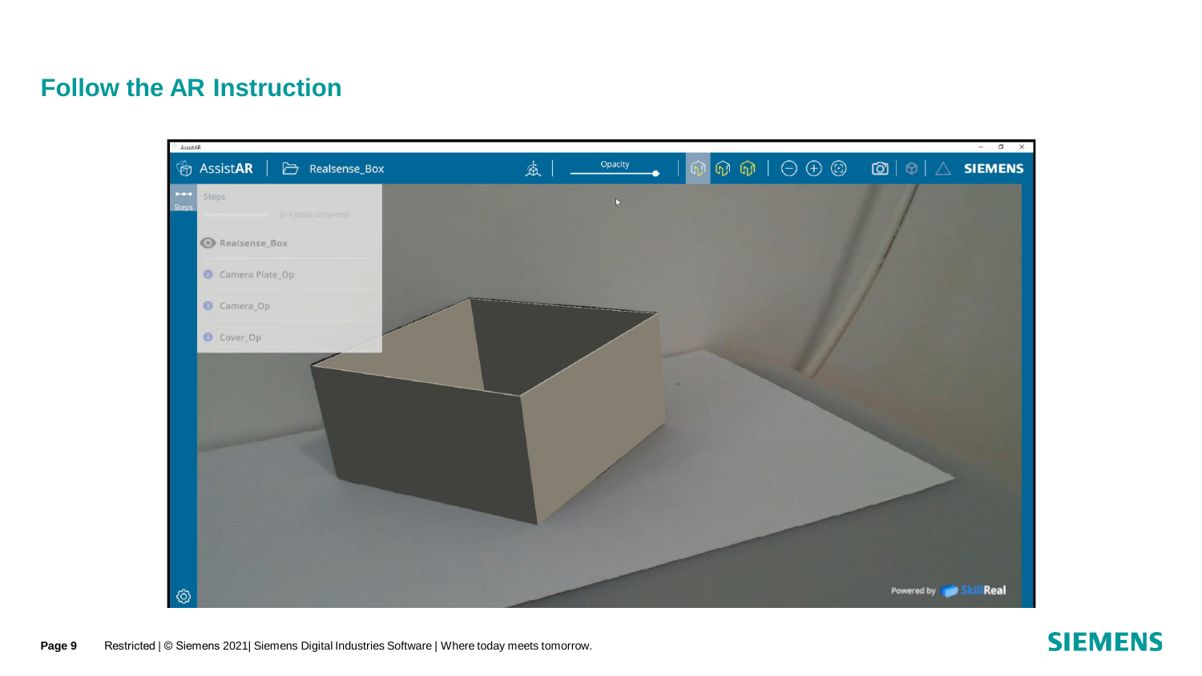## Follow the AR Instruction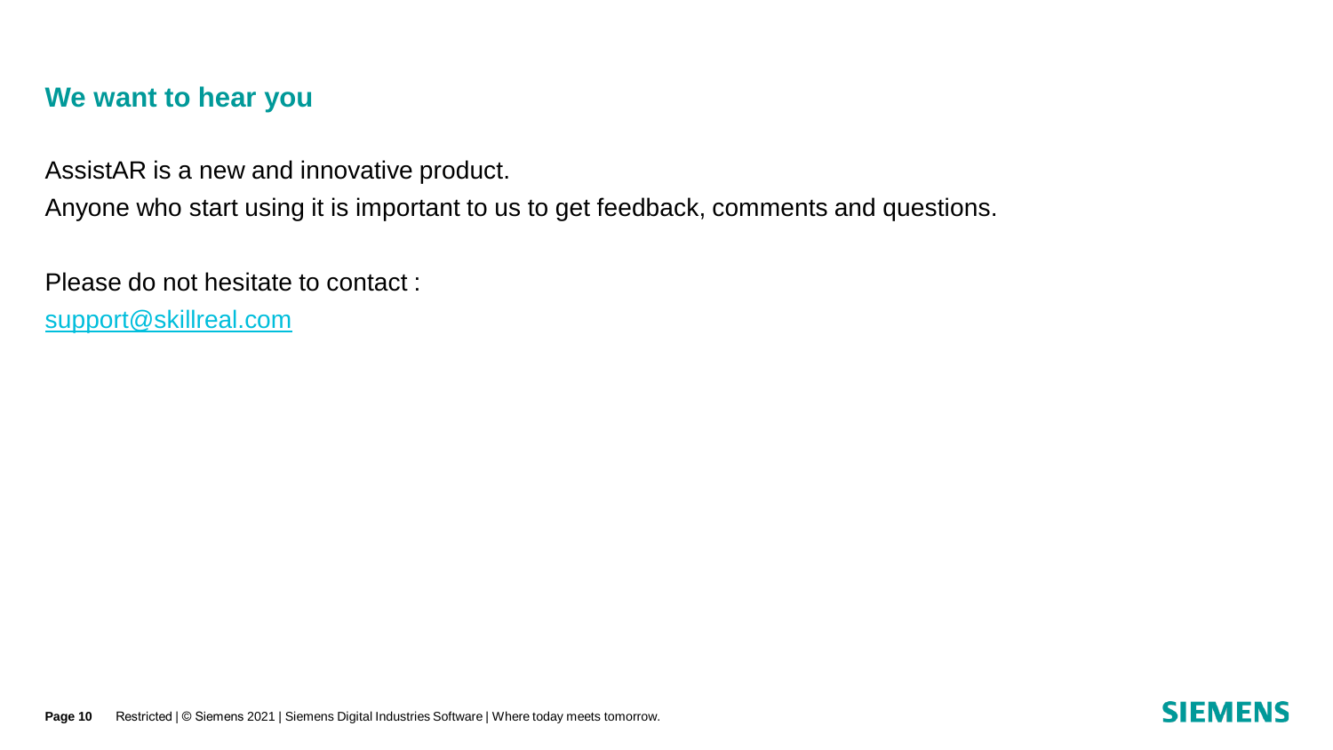## We want to hear you

AssistAR is a new and innovative product.

Anyone who start using it is important to us to get feedback, comments and questions.

Please do not hesitate to contact :

support@skillreal.com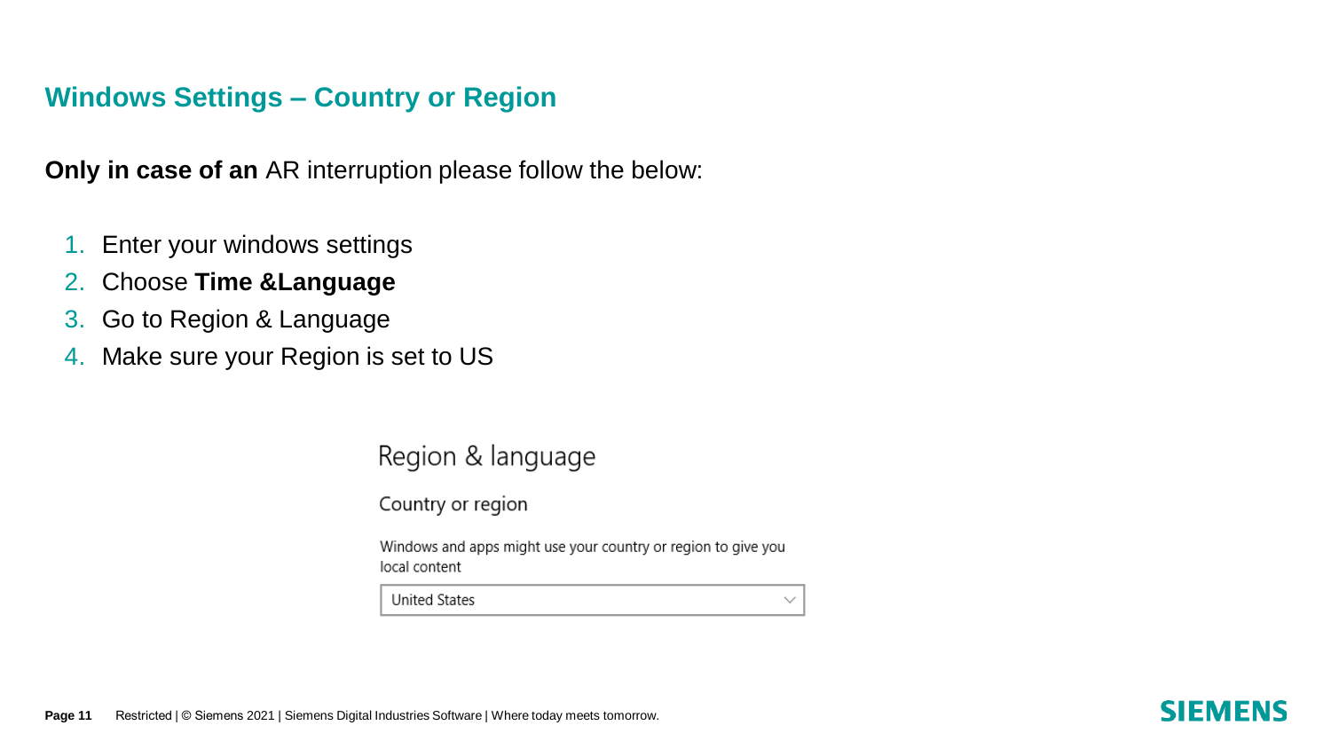## Windows Settings – Country or Region

**Only in case of an** AR interruption please follow the below:

1. Enter your windows settings
2. Choose **Time &Language**
3. Go to Region & Language
4. Make sure your Region is set to US

Region & language

Country or region

Windows and apps might use your country or region to give you local content

United States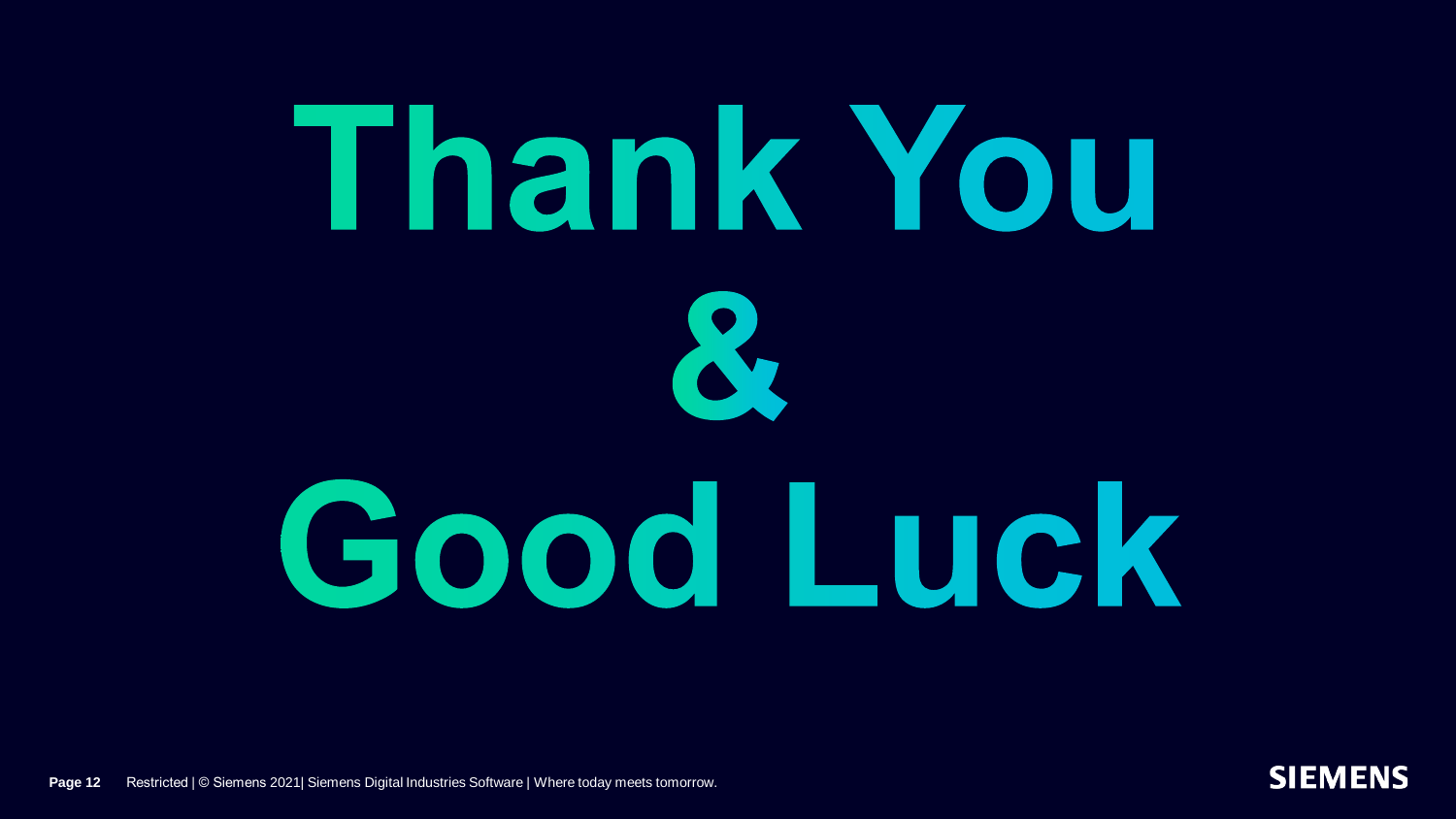# Thank You
# &
# Good Luck